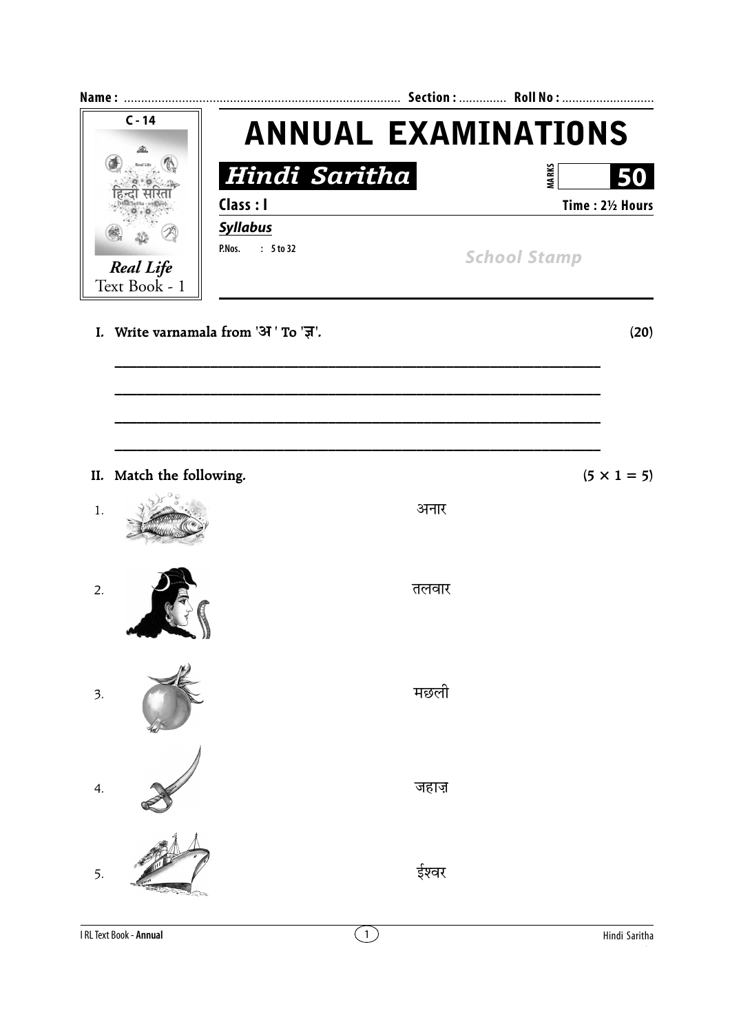**Name :** ................................................................................ **Section :** ............. **Roll No :** ...........................

C - 14

Real Life
Text Book - 1

# ANNUAL EXAMINATIONS

## Hindi Saritha

**MARKS** **50**

**Class : I** **Time : 2½ Hours**

***Syllabus***

**P.Nos. : 5 to 32**

*School Stamp*

**I. Write varnamala from 'अ ' To 'ज्ञ'.** **(20)**

_______________________________________________________________

_______________________________________________________________

_______________________________________________________________

_______________________________________________________________

**II. Match the following.** **(5 × 1 = 5)**

1. अनार

2. तलवार

3. मछली

4. जहाज़

5. ईश्वर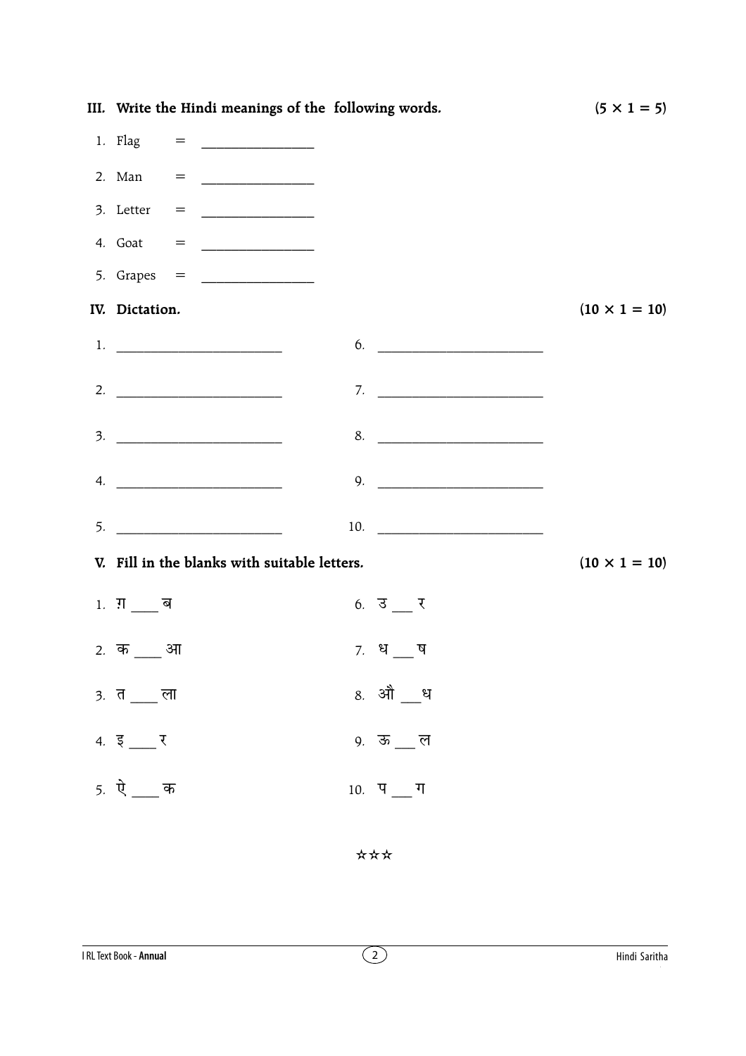**III. Write the Hindi meanings of the following words.** **(5 × 1 = 5)**

1. Flag = ____________
2. Man = ____________
3. Letter = ____________
4. Goat = ____________
5. Grapes = ____________

**IV. Dictation.** **(10 × 1 = 10)**

1. ____________ 6. ____________

2. ____________ 7. ____________

3. ____________ 8. ____________

4. ____________ 9. ____________

5. ____________ 10. ____________

**V. Fill in the blanks with suitable letters.** **(10 × 1 = 10)**

1. ग़ ___ ब
2. क ___ आ
3. त ___ ला
4. इ ___ र
5. ऐ ___ क
6. उ ___ र
7. ध ___ ष
8. औ ___ ध
9. ऊ ___ ल
10. प ___ ग

☆☆☆